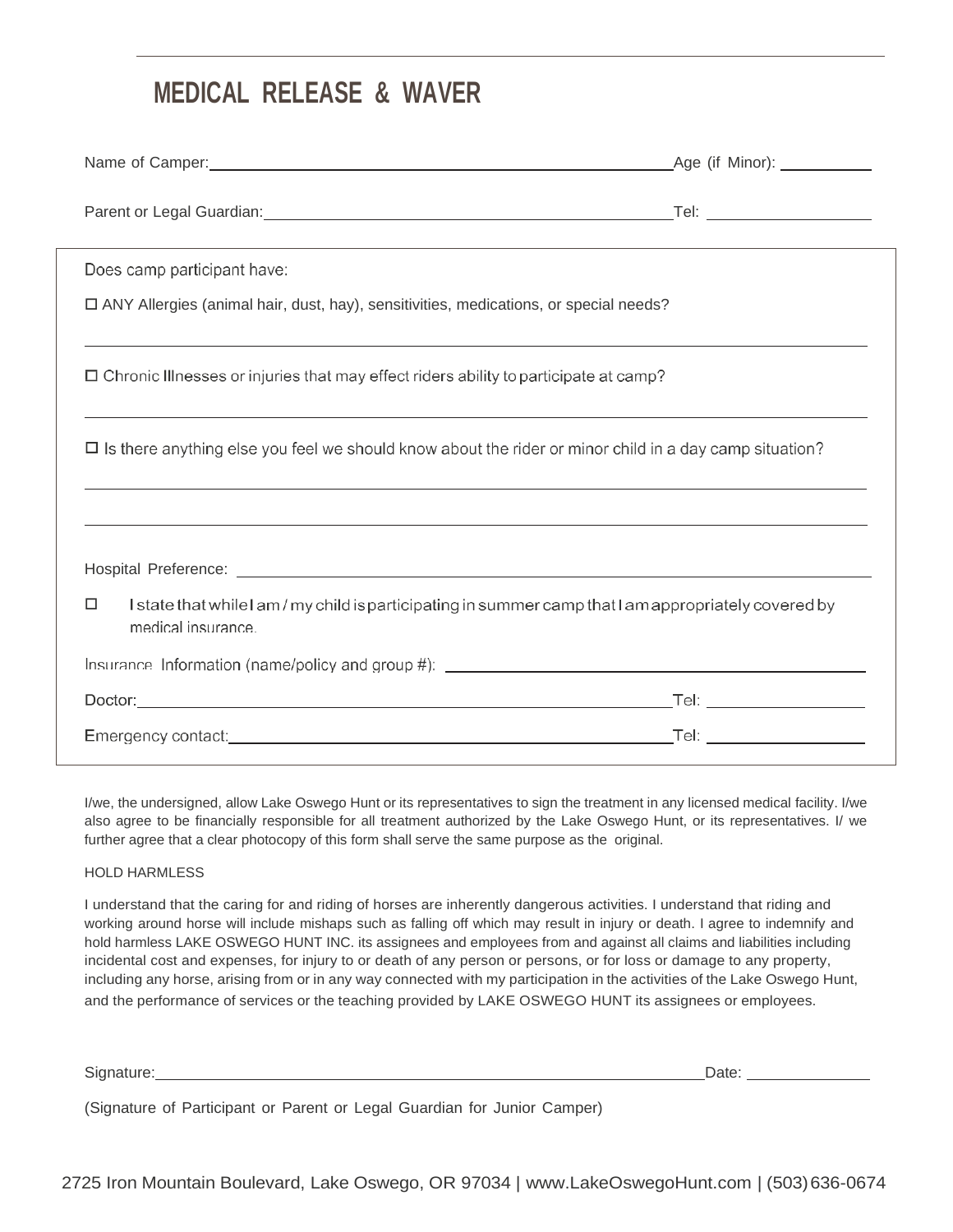## MEDICAL RELEASE & WAVER

Name of Camper: \_\_\_\_\_\_\_\_\_\_\_\_\_\_\_\_\_\_\_\_\_\_\_\_\_\_\_\_\_\_\_\_\_\_\_\_ Age (if Minor): \_\_\_\_\_\_\_\_\_\_

Parent or Legal Guardian: \_\_\_\_\_\_\_\_\_\_\_\_\_\_\_\_\_\_\_\_\_\_\_\_\_\_\_\_\_\_\_\_\_\_ Tel: \_\_\_\_\_\_\_\_\_\_\_\_\_\_\_\_

Does camp participant have:

☐ ANY Allergies (animal hair, dust, hay), sensitivities, medications, or special needs?

\_\_\_\_\_\_\_\_\_\_\_\_\_\_\_\_\_\_\_\_\_\_\_\_\_\_\_\_\_\_\_\_\_\_\_\_\_\_\_\_\_\_\_\_\_\_\_\_\_\_\_\_\_\_\_\_\_\_\_\_\_\_\_\_\_\_\_\_

☐ Chronic Illnesses or injuries that may effect riders ability to participate at camp?

\_\_\_\_\_\_\_\_\_\_\_\_\_\_\_\_\_\_\_\_\_\_\_\_\_\_\_\_\_\_\_\_\_\_\_\_\_\_\_\_\_\_\_\_\_\_\_\_\_\_\_\_\_\_\_\_\_\_\_\_\_\_\_\_\_\_\_\_

☐ Is there anything else you feel we should know about the rider or minor child in a day camp situation?

\_\_\_\_\_\_\_\_\_\_\_\_\_\_\_\_\_\_\_\_\_\_\_\_\_\_\_\_\_\_\_\_\_\_\_\_\_\_\_\_\_\_\_\_\_\_\_\_\_\_\_\_\_\_\_\_\_\_\_\_\_\_\_\_\_\_\_\_

\_\_\_\_\_\_\_\_\_\_\_\_\_\_\_\_\_\_\_\_\_\_\_\_\_\_\_\_\_\_\_\_\_\_\_\_\_\_\_\_\_\_\_\_\_\_\_\_\_\_\_\_\_\_\_\_\_\_\_\_\_\_\_\_\_\_\_\_

Hospital Preference: \_\_\_\_\_\_\_\_\_\_\_\_\_\_\_\_\_\_\_\_\_\_\_\_\_\_\_\_\_\_\_\_\_\_\_\_\_\_\_\_\_\_\_\_\_\_\_\_\_\_

☐ I state that while I am / my child is participating in summer camp that I am appropriately covered by medical insurance.

Insurance Information (name/policy and group #): \_\_\_\_\_\_\_\_\_\_\_\_\_\_\_\_\_\_\_\_\_\_\_\_\_\_\_\_\_\_\_\_\_\_

Doctor: \_\_\_\_\_\_\_\_\_\_\_\_\_\_\_\_\_\_\_\_\_\_\_\_\_\_\_\_\_\_\_\_\_\_\_\_\_\_\_\_\_\_ Tel: \_\_\_\_\_\_\_\_\_\_\_\_\_\_\_\_

Emergency contact: \_\_\_\_\_\_\_\_\_\_\_\_\_\_\_\_\_\_\_\_\_\_\_\_\_\_\_\_\_\_\_\_\_\_\_\_ Tel: \_\_\_\_\_\_\_\_\_\_\_\_\_\_\_\_

I/we, the undersigned, allow Lake Oswego Hunt or its representatives to sign the treatment in any licensed medical facility. I/we also agree to be financially responsible for all treatment authorized by the Lake Oswego Hunt, or its representatives. I/ we further agree that a clear photocopy of this form shall serve the same purpose as the original.

HOLD HARMLESS

I understand that the caring for and riding of horses are inherently dangerous activities. I understand that riding and working around horse will include mishaps such as falling off which may result in injury or death. I agree to indemnify and hold harmless LAKE OSWEGO HUNT INC. its assignees and employees from and against all claims and liabilities including incidental cost and expenses, for injury to or death of any person or persons, or for loss or damage to any property, including any horse, arising from or in any way connected with my participation in the activities of the Lake Oswego Hunt, and the performance of services or the teaching provided by LAKE OSWEGO HUNT its assignees or employees.

Signature: \_\_\_\_\_\_\_\_\_\_\_\_\_\_\_\_\_\_\_\_\_\_\_\_\_\_\_\_\_\_\_\_\_\_\_\_\_\_\_\_\_\_\_\_\_\_ Date: \_\_\_\_\_\_\_\_\_\_\_\_

(Signature of Participant or Parent or Legal Guardian for Junior Camper)

2725 Iron Mountain Boulevard, Lake Oswego, OR 97034 | www.LakeOswegoHunt.com | (503) 636-0674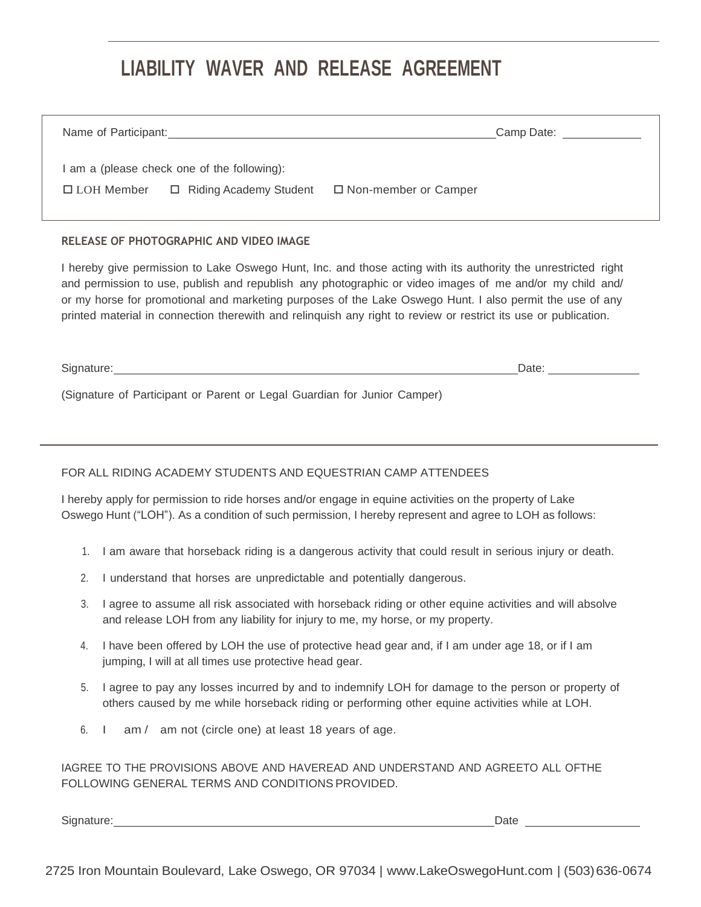# LIABILITY WAVER AND RELEASE AGREEMENT

Name of Participant:\_\_\_\_\_\_\_\_\_\_\_\_\_\_\_\_\_\_\_\_\_\_\_\_\_\_\_\_\_\_\_\_\_\_\_\_\_\_\_\_ Camp Date: \_\_\_\_\_\_\_\_\_\_

I am a (please check one of the following):

☐ LOH Member ☐ Riding Academy Student ☐ Non-member or Camper

### RELEASE OF PHOTOGRAPHIC AND VIDEO IMAGE

I hereby give permission to Lake Oswego Hunt, Inc. and those acting with its authority the unrestricted right and permission to use, publish and republish any photographic or video images of me and/or my child and/ or my horse for promotional and marketing purposes of the Lake Oswego Hunt. I also permit the use of any printed material in connection therewith and relinquish any right to review or restrict its use or publication.

Signature:\_\_\_\_\_\_\_\_\_\_\_\_\_\_\_\_\_\_\_\_\_\_\_\_\_\_\_\_\_\_\_\_\_\_\_\_\_\_\_\_\_\_\_\_\_\_\_\_ Date: \_\_\_\_\_\_\_\_\_\_

(Signature of Participant or Parent or Legal Guardian for Junior Camper)

---

FOR ALL RIDING ACADEMY STUDENTS AND EQUESTRIAN CAMP ATTENDEES

I hereby apply for permission to ride horses and/or engage in equine activities on the property of Lake Oswego Hunt ("LOH"). As a condition of such permission, I hereby represent and agree to LOH as follows:

1. I am aware that horseback riding is a dangerous activity that could result in serious injury or death.
2. I understand that horses are unpredictable and potentially dangerous.
3. I agree to assume all risk associated with horseback riding or other equine activities and will absolve and release LOH from any liability for injury to me, my horse, or my property.
4. I have been offered by LOH the use of protective head gear and, if I am under age 18, or if I am jumping, I will at all times use protective head gear.
5. I agree to pay any losses incurred by and to indemnify LOH for damage to the person or property of others caused by me while horseback riding or performing other equine activities while at LOH.
6. I am / am not (circle one) at least 18 years of age.

IAGREE TO THE PROVISIONS ABOVE AND HAVEREAD AND UNDERSTAND AND AGREETO ALL OFTHE FOLLOWING GENERAL TERMS AND CONDITIONS PROVIDED.

Signature:\_\_\_\_\_\_\_\_\_\_\_\_\_\_\_\_\_\_\_\_\_\_\_\_\_\_\_\_\_\_\_\_\_\_\_\_\_\_\_\_\_\_\_\_\_\_\_\_ Date \_\_\_\_\_\_\_\_\_\_

2725 Iron Mountain Boulevard, Lake Oswego, OR 97034 | www.LakeOswegoHunt.com | (503) 636-0674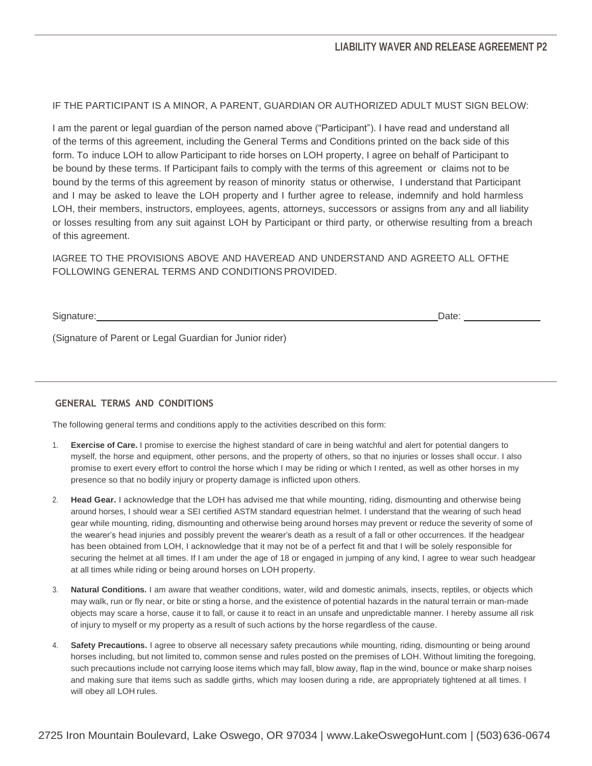IF THE PARTICIPANT IS A MINOR, A PARENT, GUARDIAN OR AUTHORIZED ADULT MUST SIGN BELOW:

I am the parent or legal guardian of the person named above ("Participant"). I have read and understand all of the terms of this agreement, including the General Terms and Conditions printed on the back side of this form. To induce LOH to allow Participant to ride horses on LOH property, I agree on behalf of Participant to be bound by these terms. If Participant fails to comply with the terms of this agreement or claims not to be bound by the terms of this agreement by reason of minority status or otherwise, I understand that Participant and I may be asked to leave the LOH property and I further agree to release, indemnify and hold harmless LOH, their members, instructors, employees, agents, attorneys, successors or assigns from any and all liability or losses resulting from any suit against LOH by Participant or third party, or otherwise resulting from a breach of this agreement.

IAGREE TO THE PROVISIONS ABOVE AND HAVEREAD AND UNDERSTAND AND AGREETO ALL OFTHE FOLLOWING GENERAL TERMS AND CONDITIONS PROVIDED.

Signature:\_\_\_\_\_\_\_\_\_\_\_\_\_\_\_\_\_\_\_\_\_\_\_\_\_\_\_\_\_\_\_\_\_\_\_\_\_\_\_\_\_\_\_\_\_\_\_\_ Date: \_\_\_\_\_\_\_\_\_\_\_\_\_\_

(Signature of Parent or Legal Guardian for Junior rider)

## GENERAL TERMS AND CONDITIONS

The following general terms and conditions apply to the activities described on this form:

1. **Exercise of Care.** I promise to exercise the highest standard of care in being watchful and alert for potential dangers to myself, the horse and equipment, other persons, and the property of others, so that no injuries or losses shall occur. I also promise to exert every effort to control the horse which I may be riding or which I rented, as well as other horses in my presence so that no bodily injury or property damage is inflicted upon others.

2. **Head Gear.** I acknowledge that the LOH has advised me that while mounting, riding, dismounting and otherwise being around horses, I should wear a SEI certified ASTM standard equestrian helmet. I understand that the wearing of such head gear while mounting, riding, dismounting and otherwise being around horses may prevent or reduce the severity of some of the wearer's head injuries and possibly prevent the wearer's death as a result of a fall or other occurrences. If the headgear has been obtained from LOH, I acknowledge that it may not be of a perfect fit and that I will be solely responsible for securing the helmet at all times. If I am under the age of 18 or engaged in jumping of any kind, I agree to wear such headgear at all times while riding or being around horses on LOH property.

3. **Natural Conditions.** I am aware that weather conditions, water, wild and domestic animals, insects, reptiles, or objects which may walk, run or fly near, or bite or sting a horse, and the existence of potential hazards in the natural terrain or man-made objects may scare a horse, cause it to fall, or cause it to react in an unsafe and unpredictable manner. I hereby assume all risk of injury to myself or my property as a result of such actions by the horse regardless of the cause.

4. **Safety Precautions.** I agree to observe all necessary safety precautions while mounting, riding, dismounting or being around horses including, but not limited to, common sense and rules posted on the premises of LOH. Without limiting the foregoing, such precautions include not carrying loose items which may fall, blow away, flap in the wind, bounce or make sharp noises and making sure that items such as saddle girths, which may loosen during a ride, are appropriately tightened at all times. I will obey all LOH rules.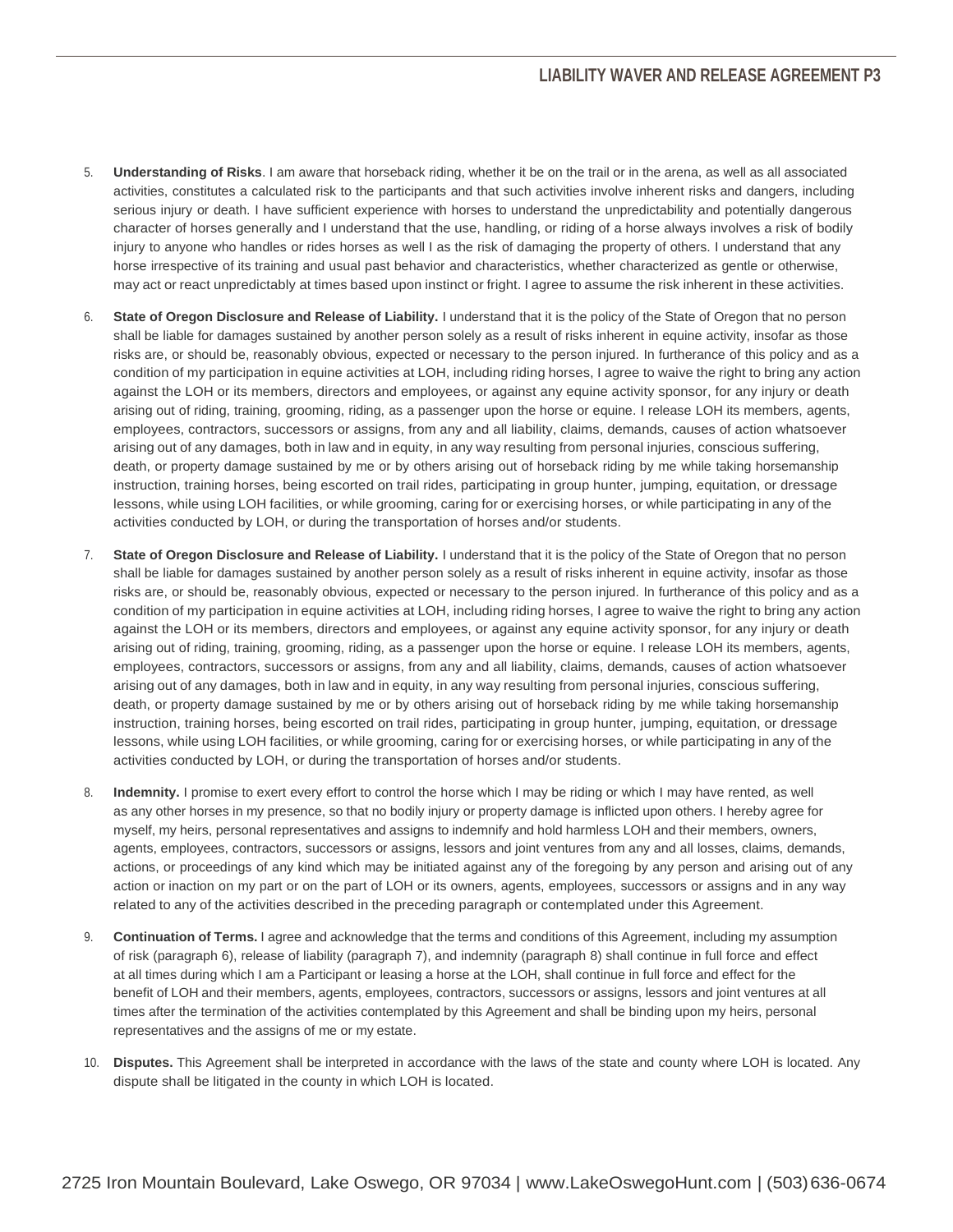5. **Understanding of Risks**. I am aware that horseback riding, whether it be on the trail or in the arena, as well as all associated activities, constitutes a calculated risk to the participants and that such activities involve inherent risks and dangers, including serious injury or death. I have sufficient experience with horses to understand the unpredictability and potentially dangerous character of horses generally and I understand that the use, handling, or riding of a horse always involves a risk of bodily injury to anyone who handles or rides horses as well I as the risk of damaging the property of others. I understand that any horse irrespective of its training and usual past behavior and characteristics, whether characterized as gentle or otherwise, may act or react unpredictably at times based upon instinct or fright. I agree to assume the risk inherent in these activities.

6. **State of Oregon Disclosure and Release of Liability.** I understand that it is the policy of the State of Oregon that no person shall be liable for damages sustained by another person solely as a result of risks inherent in equine activity, insofar as those risks are, or should be, reasonably obvious, expected or necessary to the person injured. In furtherance of this policy and as a condition of my participation in equine activities at LOH, including riding horses, I agree to waive the right to bring any action against the LOH or its members, directors and employees, or against any equine activity sponsor, for any injury or death arising out of riding, training, grooming, riding, as a passenger upon the horse or equine. I release LOH its members, agents, employees, contractors, successors or assigns, from any and all liability, claims, demands, causes of action whatsoever arising out of any damages, both in law and in equity, in any way resulting from personal injuries, conscious suffering, death, or property damage sustained by me or by others arising out of horseback riding by me while taking horsemanship instruction, training horses, being escorted on trail rides, participating in group hunter, jumping, equitation, or dressage lessons, while using LOH facilities, or while grooming, caring for or exercising horses, or while participating in any of the activities conducted by LOH, or during the transportation of horses and/or students.

7. **State of Oregon Disclosure and Release of Liability.** I understand that it is the policy of the State of Oregon that no person shall be liable for damages sustained by another person solely as a result of risks inherent in equine activity, insofar as those risks are, or should be, reasonably obvious, expected or necessary to the person injured. In furtherance of this policy and as a condition of my participation in equine activities at LOH, including riding horses, I agree to waive the right to bring any action against the LOH or its members, directors and employees, or against any equine activity sponsor, for any injury or death arising out of riding, training, grooming, riding, as a passenger upon the horse or equine. I release LOH its members, agents, employees, contractors, successors or assigns, from any and all liability, claims, demands, causes of action whatsoever arising out of any damages, both in law and in equity, in any way resulting from personal injuries, conscious suffering, death, or property damage sustained by me or by others arising out of horseback riding by me while taking horsemanship instruction, training horses, being escorted on trail rides, participating in group hunter, jumping, equitation, or dressage lessons, while using LOH facilities, or while grooming, caring for or exercising horses, or while participating in any of the activities conducted by LOH, or during the transportation of horses and/or students.

8. **Indemnity.** I promise to exert every effort to control the horse which I may be riding or which I may have rented, as well as any other horses in my presence, so that no bodily injury or property damage is inflicted upon others. I hereby agree for myself, my heirs, personal representatives and assigns to indemnify and hold harmless LOH and their members, owners, agents, employees, contractors, successors or assigns, lessors and joint ventures from any and all losses, claims, demands, actions, or proceedings of any kind which may be initiated against any of the foregoing by any person and arising out of any action or inaction on my part or on the part of LOH or its owners, agents, employees, successors or assigns and in any way related to any of the activities described in the preceding paragraph or contemplated under this Agreement.

9. **Continuation of Terms.** I agree and acknowledge that the terms and conditions of this Agreement, including my assumption of risk (paragraph 6), release of liability (paragraph 7), and indemnity (paragraph 8) shall continue in full force and effect at all times during which I am a Participant or leasing a horse at the LOH, shall continue in full force and effect for the benefit of LOH and their members, agents, employees, contractors, successors or assigns, lessors and joint ventures at all times after the termination of the activities contemplated by this Agreement and shall be binding upon my heirs, personal representatives and the assigns of me or my estate.

10. **Disputes.** This Agreement shall be interpreted in accordance with the laws of the state and county where LOH is located. Any dispute shall be litigated in the county in which LOH is located.